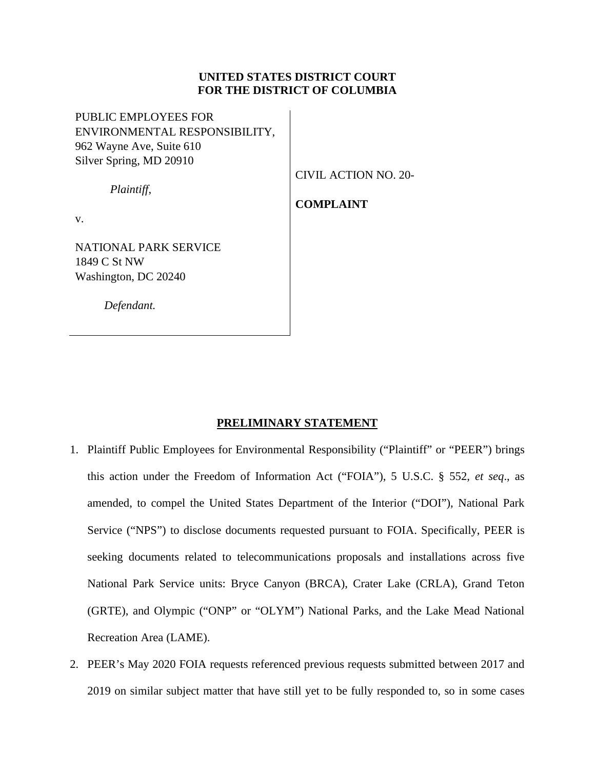**UNITED STATES DISTRICT COURT**
**FOR THE DISTRICT OF COLUMBIA**

PUBLIC EMPLOYEES FOR ENVIRONMENTAL RESPONSIBILITY,
962 Wayne Ave, Suite 610
Silver Spring, MD 20910

*Plaintiff*,

v.

NATIONAL PARK SERVICE
1849 C St NW
Washington, DC 20240

*Defendant.*

CIVIL ACTION NO. 20-

**COMPLAINT**

## PRELIMINARY STATEMENT

1. Plaintiff Public Employees for Environmental Responsibility ("Plaintiff" or "PEER") brings this action under the Freedom of Information Act ("FOIA"), 5 U.S.C. § 552, *et seq*., as amended, to compel the United States Department of the Interior ("DOI"), National Park Service ("NPS") to disclose documents requested pursuant to FOIA. Specifically, PEER is seeking documents related to telecommunications proposals and installations across five National Park Service units: Bryce Canyon (BRCA), Crater Lake (CRLA), Grand Teton (GRTE), and Olympic ("ONP" or "OLYM") National Parks, and the Lake Mead National Recreation Area (LAME).

2. PEER's May 2020 FOIA requests referenced previous requests submitted between 2017 and 2019 on similar subject matter that have still yet to be fully responded to, so in some cases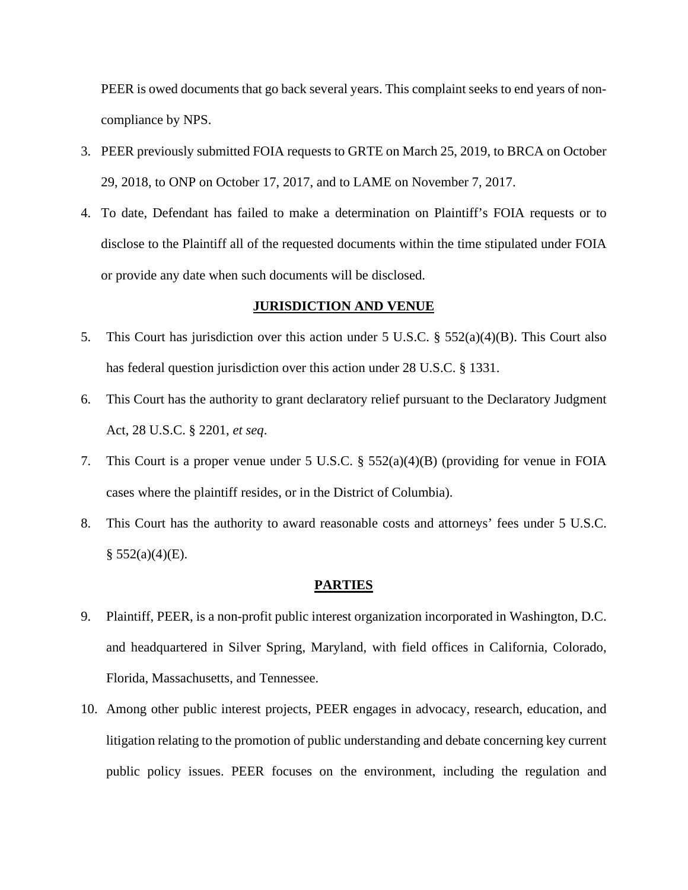PEER is owed documents that go back several years. This complaint seeks to end years of non-compliance by NPS.

3. PEER previously submitted FOIA requests to GRTE on March 25, 2019, to BRCA on October 29, 2018, to ONP on October 17, 2017, and to LAME on November 7, 2017.
4. To date, Defendant has failed to make a determination on Plaintiff's FOIA requests or to disclose to the Plaintiff all of the requested documents within the time stipulated under FOIA or provide any date when such documents will be disclosed.

## JURISDICTION AND VENUE

5. This Court has jurisdiction over this action under 5 U.S.C. § 552(a)(4)(B). This Court also has federal question jurisdiction over this action under 28 U.S.C. § 1331.
6. This Court has the authority to grant declaratory relief pursuant to the Declaratory Judgment Act, 28 U.S.C. § 2201, *et seq*.
7. This Court is a proper venue under 5 U.S.C. § 552(a)(4)(B) (providing for venue in FOIA cases where the plaintiff resides, or in the District of Columbia).
8. This Court has the authority to award reasonable costs and attorneys' fees under 5 U.S.C. § 552(a)(4)(E).

## PARTIES

9. Plaintiff, PEER, is a non-profit public interest organization incorporated in Washington, D.C. and headquartered in Silver Spring, Maryland, with field offices in California, Colorado, Florida, Massachusetts, and Tennessee.
10. Among other public interest projects, PEER engages in advocacy, research, education, and litigation relating to the promotion of public understanding and debate concerning key current public policy issues. PEER focuses on the environment, including the regulation and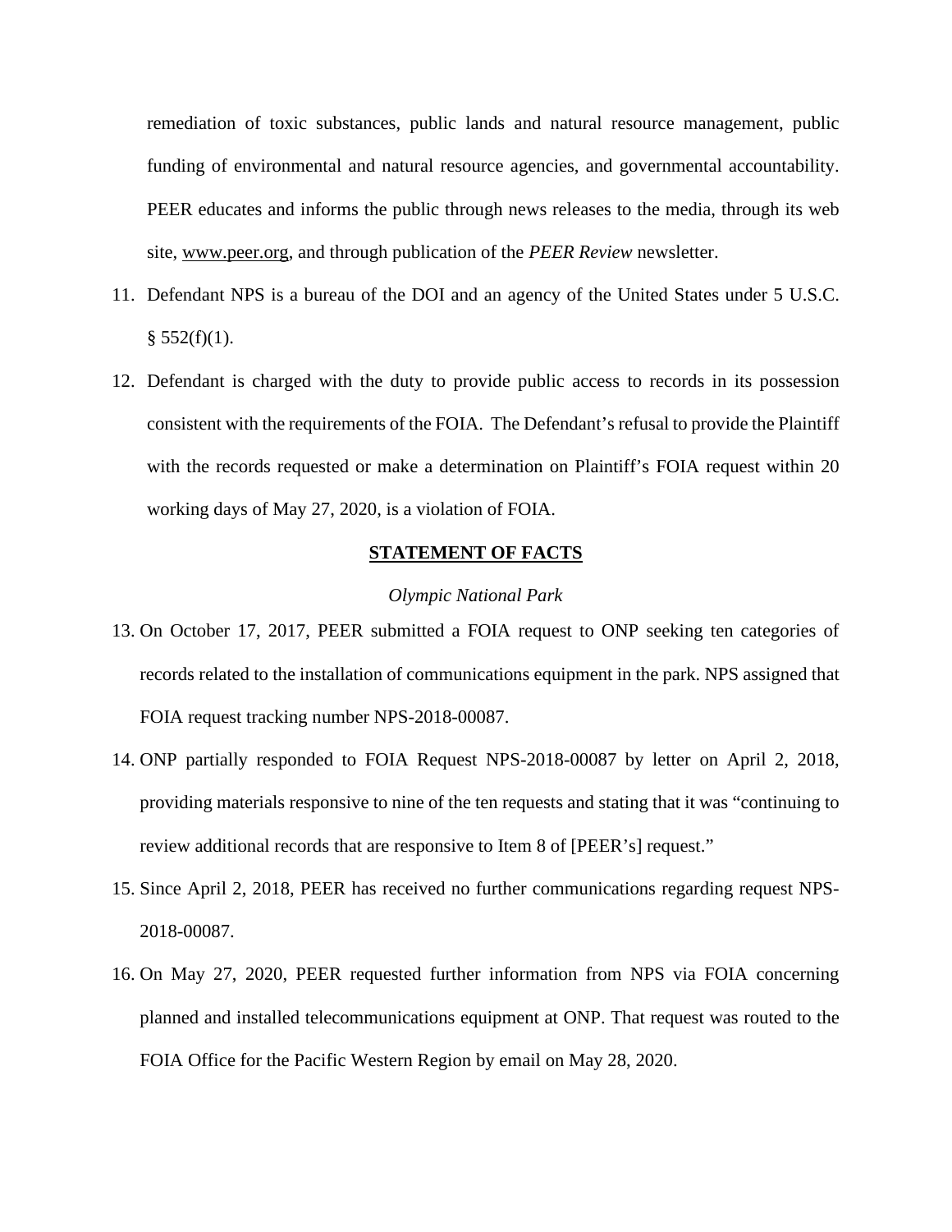remediation of toxic substances, public lands and natural resource management, public funding of environmental and natural resource agencies, and governmental accountability. PEER educates and informs the public through news releases to the media, through its web site, www.peer.org, and through publication of the *PEER Review* newsletter.

11. Defendant NPS is a bureau of the DOI and an agency of the United States under 5 U.S.C. § 552(f)(1).

12. Defendant is charged with the duty to provide public access to records in its possession consistent with the requirements of the FOIA. The Defendant's refusal to provide the Plaintiff with the records requested or make a determination on Plaintiff's FOIA request within 20 working days of May 27, 2020, is a violation of FOIA.

## STATEMENT OF FACTS

*Olympic National Park*

13. On October 17, 2017, PEER submitted a FOIA request to ONP seeking ten categories of records related to the installation of communications equipment in the park. NPS assigned that FOIA request tracking number NPS-2018-00087.

14. ONP partially responded to FOIA Request NPS-2018-00087 by letter on April 2, 2018, providing materials responsive to nine of the ten requests and stating that it was "continuing to review additional records that are responsive to Item 8 of [PEER's] request."

15. Since April 2, 2018, PEER has received no further communications regarding request NPS-2018-00087.

16. On May 27, 2020, PEER requested further information from NPS via FOIA concerning planned and installed telecommunications equipment at ONP. That request was routed to the FOIA Office for the Pacific Western Region by email on May 28, 2020.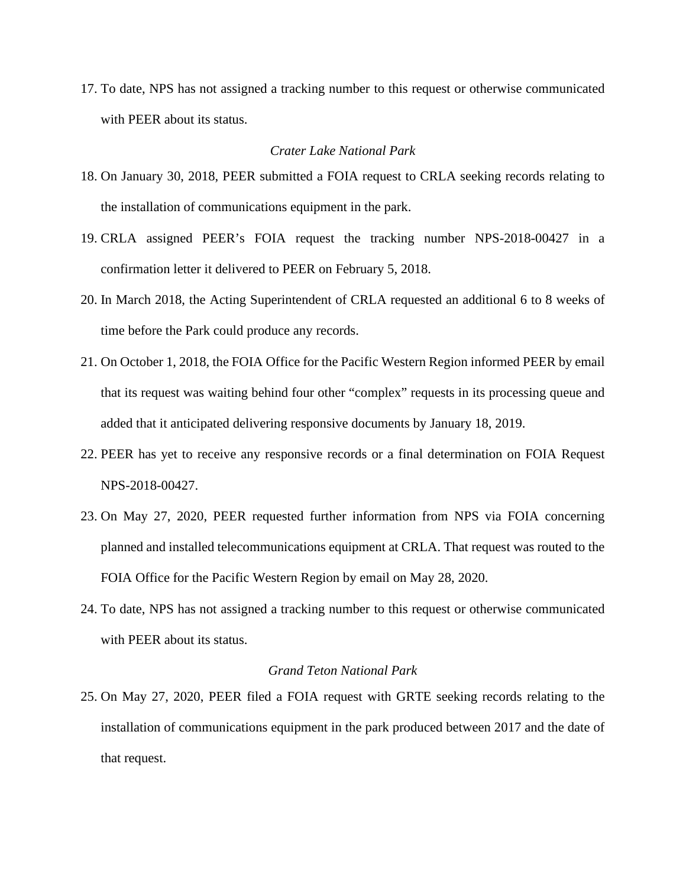17. To date, NPS has not assigned a tracking number to this request or otherwise communicated with PEER about its status.

*Crater Lake National Park*

18. On January 30, 2018, PEER submitted a FOIA request to CRLA seeking records relating to the installation of communications equipment in the park.

19. CRLA assigned PEER's FOIA request the tracking number NPS-2018-00427 in a confirmation letter it delivered to PEER on February 5, 2018.

20. In March 2018, the Acting Superintendent of CRLA requested an additional 6 to 8 weeks of time before the Park could produce any records.

21. On October 1, 2018, the FOIA Office for the Pacific Western Region informed PEER by email that its request was waiting behind four other "complex" requests in its processing queue and added that it anticipated delivering responsive documents by January 18, 2019.

22. PEER has yet to receive any responsive records or a final determination on FOIA Request NPS-2018-00427.

23. On May 27, 2020, PEER requested further information from NPS via FOIA concerning planned and installed telecommunications equipment at CRLA. That request was routed to the FOIA Office for the Pacific Western Region by email on May 28, 2020.

24. To date, NPS has not assigned a tracking number to this request or otherwise communicated with PEER about its status.

*Grand Teton National Park*

25. On May 27, 2020, PEER filed a FOIA request with GRTE seeking records relating to the installation of communications equipment in the park produced between 2017 and the date of that request.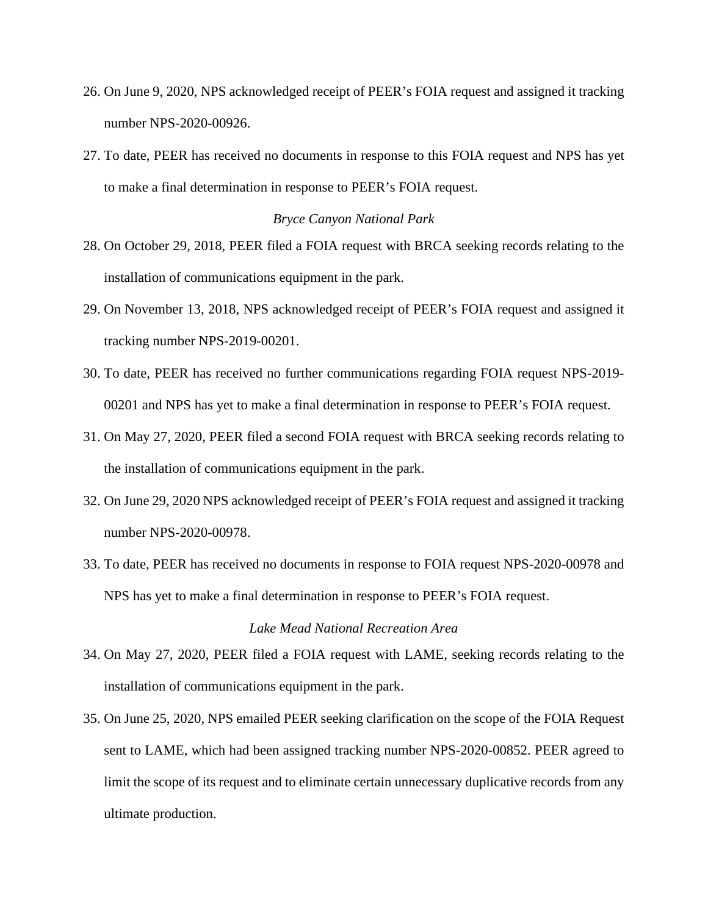26. On June 9, 2020, NPS acknowledged receipt of PEER's FOIA request and assigned it tracking number NPS-2020-00926.

27. To date, PEER has received no documents in response to this FOIA request and NPS has yet to make a final determination in response to PEER's FOIA request.

*Bryce Canyon National Park*

28. On October 29, 2018, PEER filed a FOIA request with BRCA seeking records relating to the installation of communications equipment in the park.

29. On November 13, 2018, NPS acknowledged receipt of PEER's FOIA request and assigned it tracking number NPS-2019-00201.

30. To date, PEER has received no further communications regarding FOIA request NPS-2019-00201 and NPS has yet to make a final determination in response to PEER's FOIA request.

31. On May 27, 2020, PEER filed a second FOIA request with BRCA seeking records relating to the installation of communications equipment in the park.

32. On June 29, 2020 NPS acknowledged receipt of PEER's FOIA request and assigned it tracking number NPS-2020-00978.

33. To date, PEER has received no documents in response to FOIA request NPS-2020-00978 and NPS has yet to make a final determination in response to PEER's FOIA request.

*Lake Mead National Recreation Area*

34. On May 27, 2020, PEER filed a FOIA request with LAME, seeking records relating to the installation of communications equipment in the park.

35. On June 25, 2020, NPS emailed PEER seeking clarification on the scope of the FOIA Request sent to LAME, which had been assigned tracking number NPS-2020-00852. PEER agreed to limit the scope of its request and to eliminate certain unnecessary duplicative records from any ultimate production.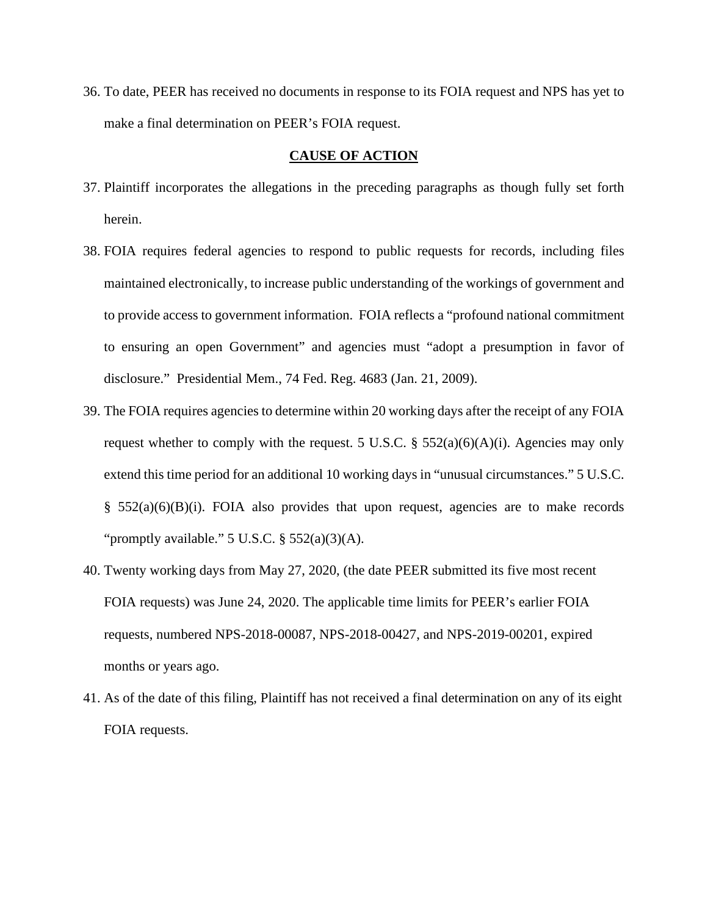36. To date, PEER has received no documents in response to its FOIA request and NPS has yet to make a final determination on PEER's FOIA request.

## CAUSE OF ACTION

37. Plaintiff incorporates the allegations in the preceding paragraphs as though fully set forth herein.

38. FOIA requires federal agencies to respond to public requests for records, including files maintained electronically, to increase public understanding of the workings of government and to provide access to government information. FOIA reflects a "profound national commitment to ensuring an open Government" and agencies must "adopt a presumption in favor of disclosure." Presidential Mem., 74 Fed. Reg. 4683 (Jan. 21, 2009).

39. The FOIA requires agencies to determine within 20 working days after the receipt of any FOIA request whether to comply with the request. 5 U.S.C. § 552(a)(6)(A)(i). Agencies may only extend this time period for an additional 10 working days in "unusual circumstances." 5 U.S.C. § 552(a)(6)(B)(i). FOIA also provides that upon request, agencies are to make records "promptly available." 5 U.S.C. § 552(a)(3)(A).

40. Twenty working days from May 27, 2020, (the date PEER submitted its five most recent FOIA requests) was June 24, 2020. The applicable time limits for PEER's earlier FOIA requests, numbered NPS-2018-00087, NPS-2018-00427, and NPS-2019-00201, expired months or years ago.

41. As of the date of this filing, Plaintiff has not received a final determination on any of its eight FOIA requests.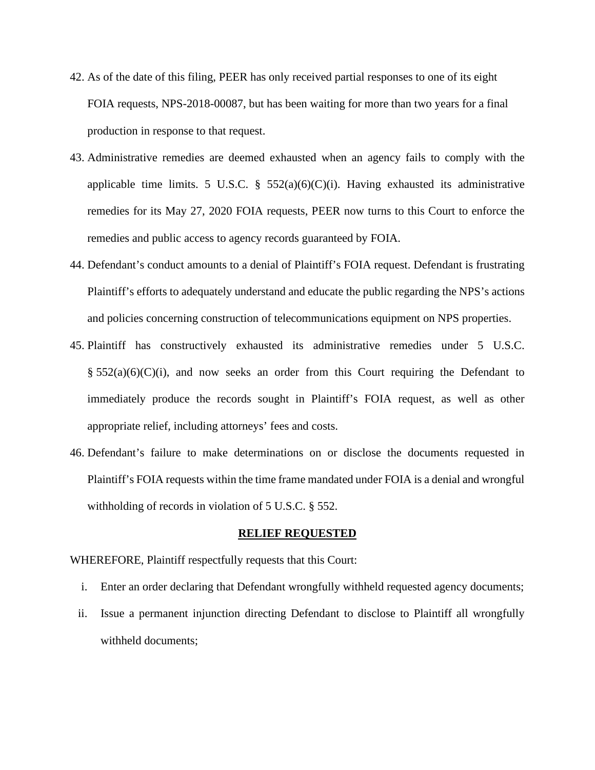42. As of the date of this filing, PEER has only received partial responses to one of its eight FOIA requests, NPS-2018-00087, but has been waiting for more than two years for a final production in response to that request.

43. Administrative remedies are deemed exhausted when an agency fails to comply with the applicable time limits. 5 U.S.C. § 552(a)(6)(C)(i). Having exhausted its administrative remedies for its May 27, 2020 FOIA requests, PEER now turns to this Court to enforce the remedies and public access to agency records guaranteed by FOIA.

44. Defendant's conduct amounts to a denial of Plaintiff's FOIA request. Defendant is frustrating Plaintiff's efforts to adequately understand and educate the public regarding the NPS's actions and policies concerning construction of telecommunications equipment on NPS properties.

45. Plaintiff has constructively exhausted its administrative remedies under 5 U.S.C. § 552(a)(6)(C)(i), and now seeks an order from this Court requiring the Defendant to immediately produce the records sought in Plaintiff's FOIA request, as well as other appropriate relief, including attorneys' fees and costs.

46. Defendant's failure to make determinations on or disclose the documents requested in Plaintiff's FOIA requests within the time frame mandated under FOIA is a denial and wrongful withholding of records in violation of 5 U.S.C. § 552.

## RELIEF REQUESTED

WHEREFORE, Plaintiff respectfully requests that this Court:

i. Enter an order declaring that Defendant wrongfully withheld requested agency documents;

ii. Issue a permanent injunction directing Defendant to disclose to Plaintiff all wrongfully withheld documents;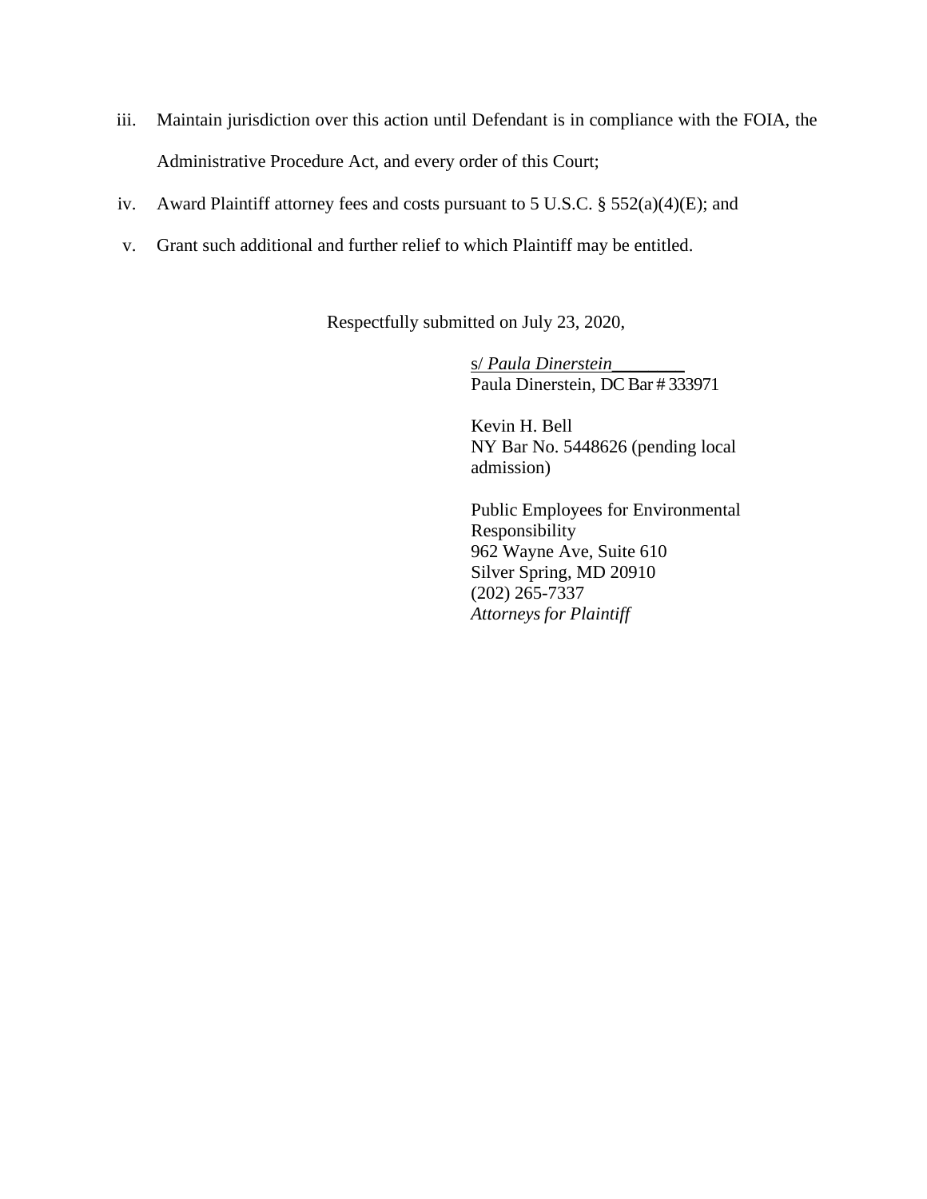iii. Maintain jurisdiction over this action until Defendant is in compliance with the FOIA, the Administrative Procedure Act, and every order of this Court;

iv. Award Plaintiff attorney fees and costs pursuant to 5 U.S.C. § 552(a)(4)(E); and

v. Grant such additional and further relief to which Plaintiff may be entitled.

Respectfully submitted on July 23, 2020,

s/ *Paula Dinerstein*________
Paula Dinerstein, DC Bar # 333971

Kevin H. Bell
NY Bar No. 5448626 (pending local admission)

Public Employees for Environmental Responsibility
962 Wayne Ave, Suite 610
Silver Spring, MD 20910
(202) 265-7337
*Attorneys for Plaintiff*